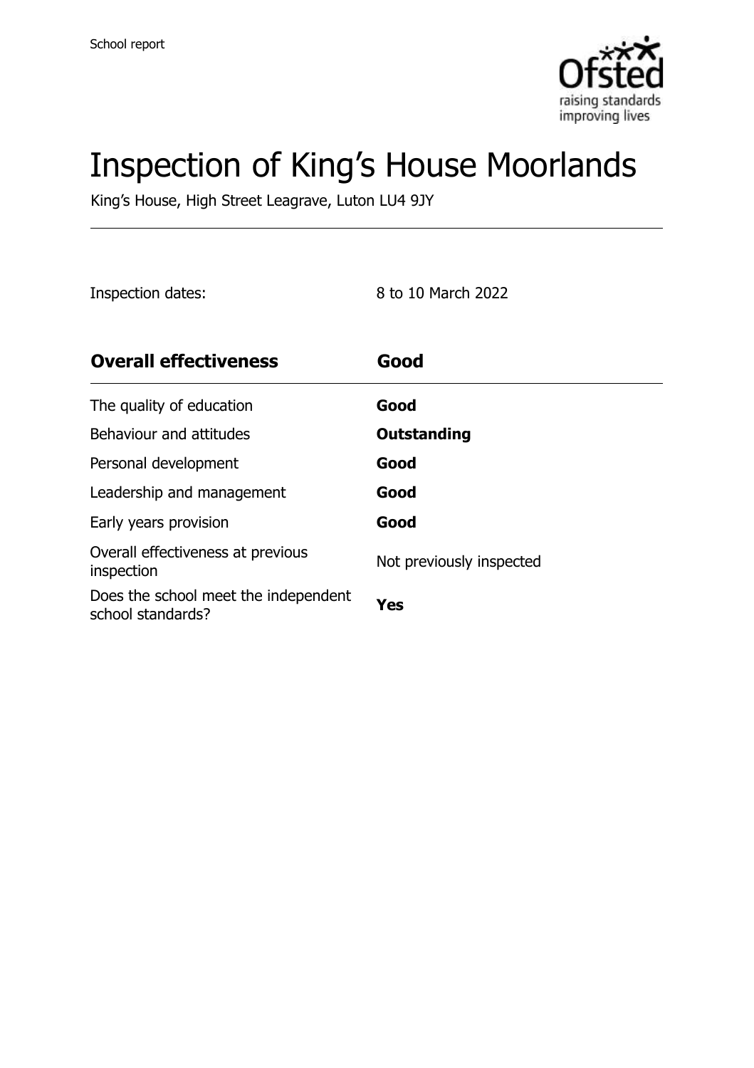School report

# Inspection of King's House Moorlands

King's House, High Street Leagrave, Luton LU4 9JY

Inspection dates: 8 to 10 March 2022

| **Overall effectiveness** | **Good** |
| --- | --- |
| The quality of education | **Good** |
| Behaviour and attitudes | **Outstanding** |
| Personal development | **Good** |
| Leadership and management | **Good** |
| Early years provision | **Good** |
| Overall effectiveness at previous inspection | Not previously inspected |
| Does the school meet the independent school standards? | **Yes** |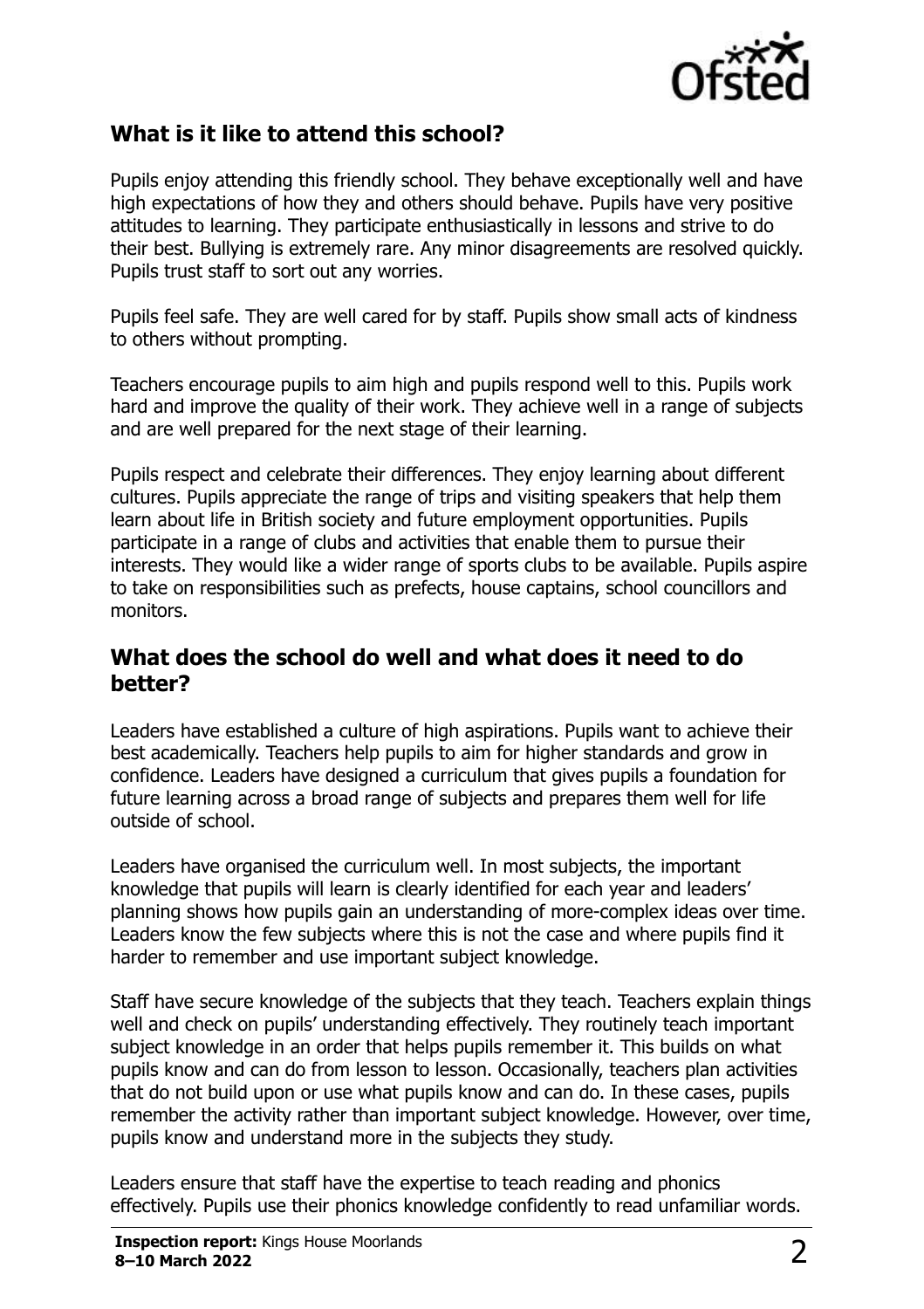## What is it like to attend this school?

Pupils enjoy attending this friendly school. They behave exceptionally well and have high expectations of how they and others should behave. Pupils have very positive attitudes to learning. They participate enthusiastically in lessons and strive to do their best. Bullying is extremely rare. Any minor disagreements are resolved quickly. Pupils trust staff to sort out any worries.

Pupils feel safe. They are well cared for by staff. Pupils show small acts of kindness to others without prompting.

Teachers encourage pupils to aim high and pupils respond well to this. Pupils work hard and improve the quality of their work. They achieve well in a range of subjects and are well prepared for the next stage of their learning.

Pupils respect and celebrate their differences. They enjoy learning about different cultures. Pupils appreciate the range of trips and visiting speakers that help them learn about life in British society and future employment opportunities. Pupils participate in a range of clubs and activities that enable them to pursue their interests. They would like a wider range of sports clubs to be available. Pupils aspire to take on responsibilities such as prefects, house captains, school councillors and monitors.

## What does the school do well and what does it need to do better?

Leaders have established a culture of high aspirations. Pupils want to achieve their best academically. Teachers help pupils to aim for higher standards and grow in confidence. Leaders have designed a curriculum that gives pupils a foundation for future learning across a broad range of subjects and prepares them well for life outside of school.

Leaders have organised the curriculum well. In most subjects, the important knowledge that pupils will learn is clearly identified for each year and leaders' planning shows how pupils gain an understanding of more-complex ideas over time. Leaders know the few subjects where this is not the case and where pupils find it harder to remember and use important subject knowledge.

Staff have secure knowledge of the subjects that they teach. Teachers explain things well and check on pupils' understanding effectively. They routinely teach important subject knowledge in an order that helps pupils remember it. This builds on what pupils know and can do from lesson to lesson. Occasionally, teachers plan activities that do not build upon or use what pupils know and can do. In these cases, pupils remember the activity rather than important subject knowledge. However, over time, pupils know and understand more in the subjects they study.

Leaders ensure that staff have the expertise to teach reading and phonics effectively. Pupils use their phonics knowledge confidently to read unfamiliar words.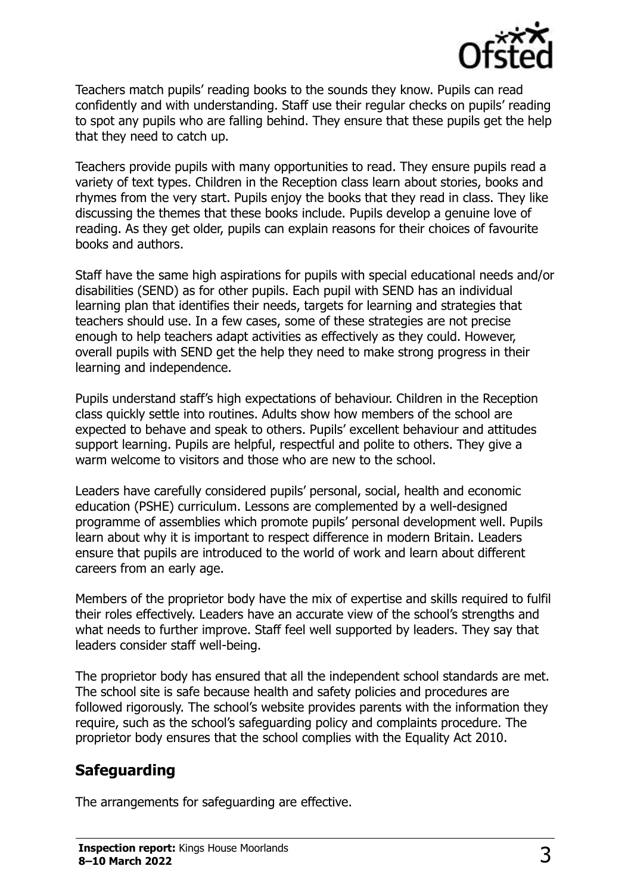Teachers match pupils' reading books to the sounds they know. Pupils can read confidently and with understanding. Staff use their regular checks on pupils' reading to spot any pupils who are falling behind. They ensure that these pupils get the help that they need to catch up.

Teachers provide pupils with many opportunities to read. They ensure pupils read a variety of text types. Children in the Reception class learn about stories, books and rhymes from the very start. Pupils enjoy the books that they read in class. They like discussing the themes that these books include. Pupils develop a genuine love of reading. As they get older, pupils can explain reasons for their choices of favourite books and authors.

Staff have the same high aspirations for pupils with special educational needs and/or disabilities (SEND) as for other pupils. Each pupil with SEND has an individual learning plan that identifies their needs, targets for learning and strategies that teachers should use. In a few cases, some of these strategies are not precise enough to help teachers adapt activities as effectively as they could. However, overall pupils with SEND get the help they need to make strong progress in their learning and independence.

Pupils understand staff's high expectations of behaviour. Children in the Reception class quickly settle into routines. Adults show how members of the school are expected to behave and speak to others. Pupils' excellent behaviour and attitudes support learning. Pupils are helpful, respectful and polite to others. They give a warm welcome to visitors and those who are new to the school.

Leaders have carefully considered pupils' personal, social, health and economic education (PSHE) curriculum. Lessons are complemented by a well-designed programme of assemblies which promote pupils' personal development well. Pupils learn about why it is important to respect difference in modern Britain. Leaders ensure that pupils are introduced to the world of work and learn about different careers from an early age.

Members of the proprietor body have the mix of expertise and skills required to fulfil their roles effectively. Leaders have an accurate view of the school's strengths and what needs to further improve. Staff feel well supported by leaders. They say that leaders consider staff well-being.

The proprietor body has ensured that all the independent school standards are met. The school site is safe because health and safety policies and procedures are followed rigorously. The school's website provides parents with the information they require, such as the school's safeguarding policy and complaints procedure. The proprietor body ensures that the school complies with the Equality Act 2010.

## Safeguarding

The arrangements for safeguarding are effective.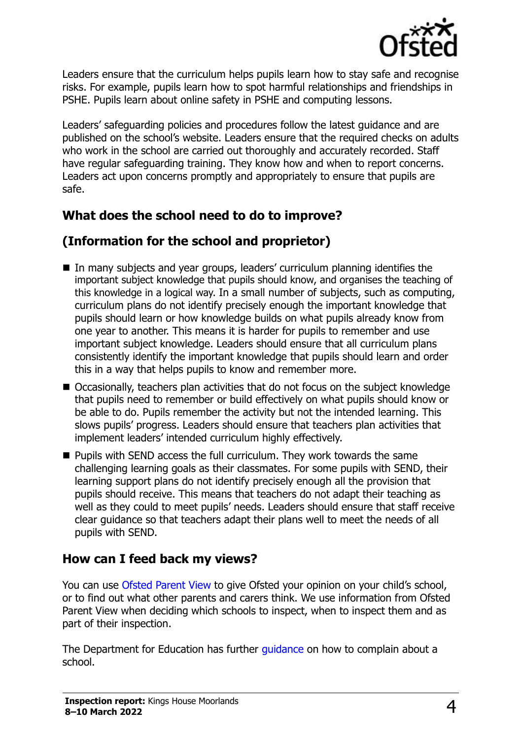Leaders ensure that the curriculum helps pupils learn how to stay safe and recognise risks. For example, pupils learn how to spot harmful relationships and friendships in PSHE. Pupils learn about online safety in PSHE and computing lessons.

Leaders' safeguarding policies and procedures follow the latest guidance and are published on the school's website. Leaders ensure that the required checks on adults who work in the school are carried out thoroughly and accurately recorded. Staff have regular safeguarding training. They know how and when to report concerns. Leaders act upon concerns promptly and appropriately to ensure that pupils are safe.

## What does the school need to do to improve?

## (Information for the school and proprietor)

- In many subjects and year groups, leaders' curriculum planning identifies the important subject knowledge that pupils should know, and organises the teaching of this knowledge in a logical way. In a small number of subjects, such as computing, curriculum plans do not identify precisely enough the important knowledge that pupils should learn or how knowledge builds on what pupils already know from one year to another. This means it is harder for pupils to remember and use important subject knowledge. Leaders should ensure that all curriculum plans consistently identify the important knowledge that pupils should learn and order this in a way that helps pupils to know and remember more.
- Occasionally, teachers plan activities that do not focus on the subject knowledge that pupils need to remember or build effectively on what pupils should know or be able to do. Pupils remember the activity but not the intended learning. This slows pupils' progress. Leaders should ensure that teachers plan activities that implement leaders' intended curriculum highly effectively.
- Pupils with SEND access the full curriculum. They work towards the same challenging learning goals as their classmates. For some pupils with SEND, their learning support plans do not identify precisely enough all the provision that pupils should receive. This means that teachers do not adapt their teaching as well as they could to meet pupils' needs. Leaders should ensure that staff receive clear guidance so that teachers adapt their plans well to meet the needs of all pupils with SEND.

## How can I feed back my views?

You can use Ofsted Parent View to give Ofsted your opinion on your child's school, or to find out what other parents and carers think. We use information from Ofsted Parent View when deciding which schools to inspect, when to inspect them and as part of their inspection.

The Department for Education has further guidance on how to complain about a school.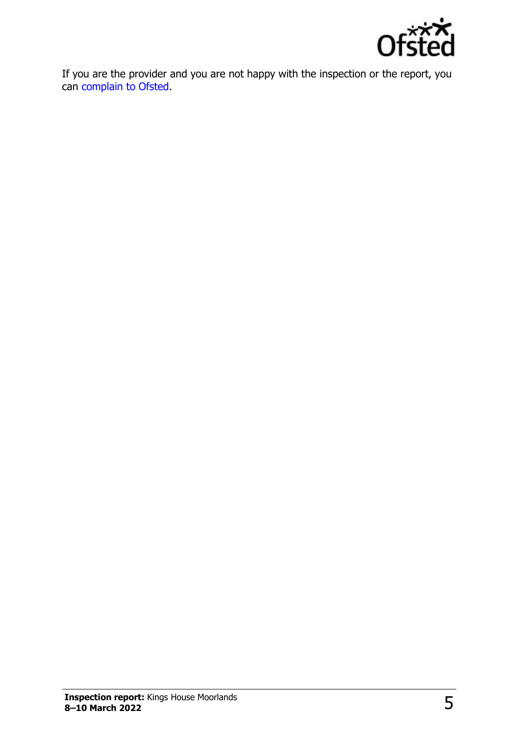If you are the provider and you are not happy with the inspection or the report, you can complain to Ofsted.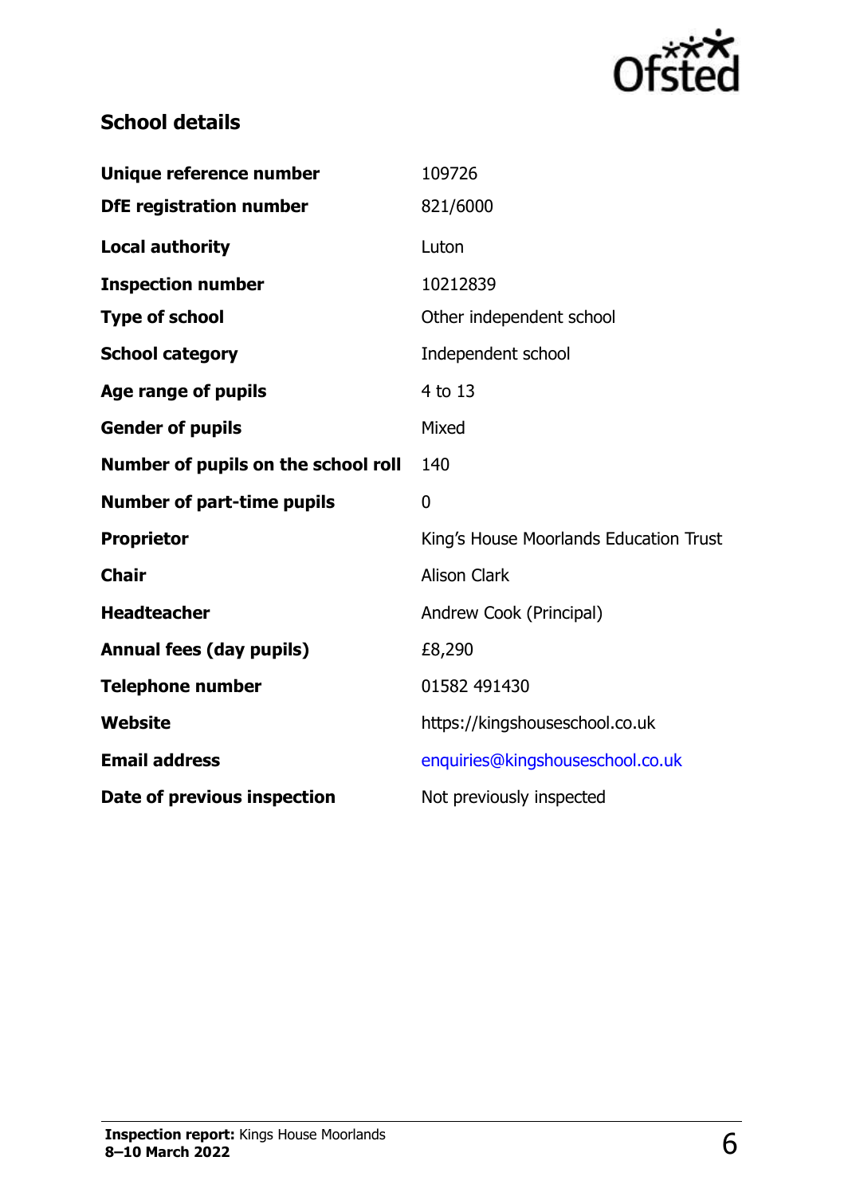## School details

| | |
|---|---|
| **Unique reference number** | 109726 |
| **DfE registration number** | 821/6000 |
| **Local authority** | Luton |
| **Inspection number** | 10212839 |
| **Type of school** | Other independent school |
| **School category** | Independent school |
| **Age range of pupils** | 4 to 13 |
| **Gender of pupils** | Mixed |
| **Number of pupils on the school roll** | 140 |
| **Number of part-time pupils** | 0 |
| **Proprietor** | King's House Moorlands Education Trust |
| **Chair** | Alison Clark |
| **Headteacher** | Andrew Cook (Principal) |
| **Annual fees (day pupils)** | £8,290 |
| **Telephone number** | 01582 491430 |
| **Website** | https://kingshouseschool.co.uk |
| **Email address** | enquiries@kingshouseschool.co.uk |
| **Date of previous inspection** | Not previously inspected |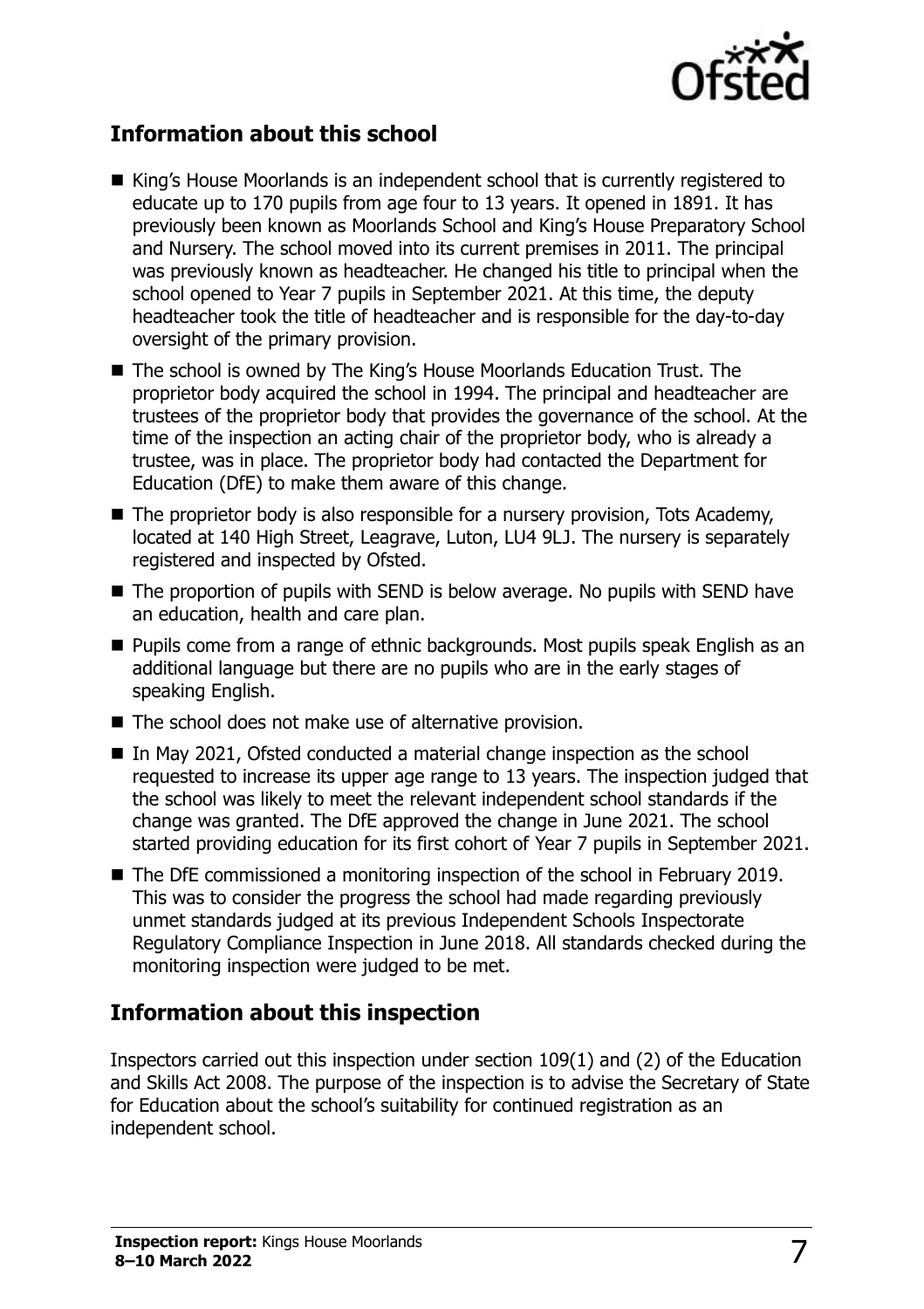## Information about this school

- King's House Moorlands is an independent school that is currently registered to educate up to 170 pupils from age four to 13 years. It opened in 1891. It has previously been known as Moorlands School and King's House Preparatory School and Nursery. The school moved into its current premises in 2011. The principal was previously known as headteacher. He changed his title to principal when the school opened to Year 7 pupils in September 2021. At this time, the deputy headteacher took the title of headteacher and is responsible for the day-to-day oversight of the primary provision.
- The school is owned by The King's House Moorlands Education Trust. The proprietor body acquired the school in 1994. The principal and headteacher are trustees of the proprietor body that provides the governance of the school. At the time of the inspection an acting chair of the proprietor body, who is already a trustee, was in place. The proprietor body had contacted the Department for Education (DfE) to make them aware of this change.
- The proprietor body is also responsible for a nursery provision, Tots Academy, located at 140 High Street, Leagrave, Luton, LU4 9LJ. The nursery is separately registered and inspected by Ofsted.
- The proportion of pupils with SEND is below average. No pupils with SEND have an education, health and care plan.
- Pupils come from a range of ethnic backgrounds. Most pupils speak English as an additional language but there are no pupils who are in the early stages of speaking English.
- The school does not make use of alternative provision.
- In May 2021, Ofsted conducted a material change inspection as the school requested to increase its upper age range to 13 years. The inspection judged that the school was likely to meet the relevant independent school standards if the change was granted. The DfE approved the change in June 2021. The school started providing education for its first cohort of Year 7 pupils in September 2021.
- The DfE commissioned a monitoring inspection of the school in February 2019. This was to consider the progress the school had made regarding previously unmet standards judged at its previous Independent Schools Inspectorate Regulatory Compliance Inspection in June 2018. All standards checked during the monitoring inspection were judged to be met.

## Information about this inspection

Inspectors carried out this inspection under section 109(1) and (2) of the Education and Skills Act 2008. The purpose of the inspection is to advise the Secretary of State for Education about the school's suitability for continued registration as an independent school.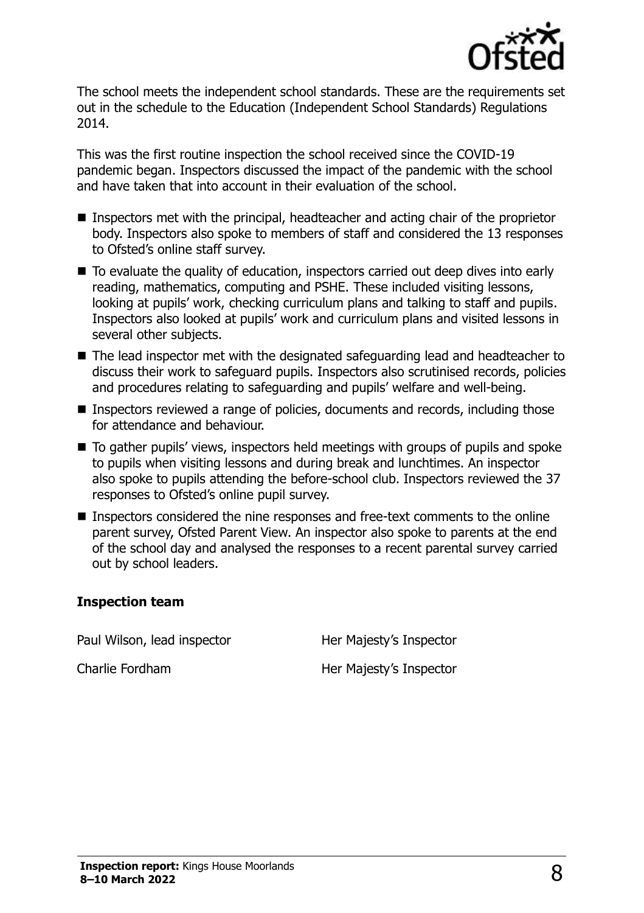The school meets the independent school standards. These are the requirements set out in the schedule to the Education (Independent School Standards) Regulations 2014.

This was the first routine inspection the school received since the COVID-19 pandemic began. Inspectors discussed the impact of the pandemic with the school and have taken that into account in their evaluation of the school.

- Inspectors met with the principal, headteacher and acting chair of the proprietor body. Inspectors also spoke to members of staff and considered the 13 responses to Ofsted's online staff survey.
- To evaluate the quality of education, inspectors carried out deep dives into early reading, mathematics, computing and PSHE. These included visiting lessons, looking at pupils' work, checking curriculum plans and talking to staff and pupils. Inspectors also looked at pupils' work and curriculum plans and visited lessons in several other subjects.
- The lead inspector met with the designated safeguarding lead and headteacher to discuss their work to safeguard pupils. Inspectors also scrutinised records, policies and procedures relating to safeguarding and pupils' welfare and well-being.
- Inspectors reviewed a range of policies, documents and records, including those for attendance and behaviour.
- To gather pupils' views, inspectors held meetings with groups of pupils and spoke to pupils when visiting lessons and during break and lunchtimes. An inspector also spoke to pupils attending the before-school club. Inspectors reviewed the 37 responses to Ofsted's online pupil survey.
- Inspectors considered the nine responses and free-text comments to the online parent survey, Ofsted Parent View. An inspector also spoke to parents at the end of the school day and analysed the responses to a recent parental survey carried out by school leaders.

### Inspection team

| | |
|---|---|
| Paul Wilson, lead inspector | Her Majesty's Inspector |
| Charlie Fordham | Her Majesty's Inspector |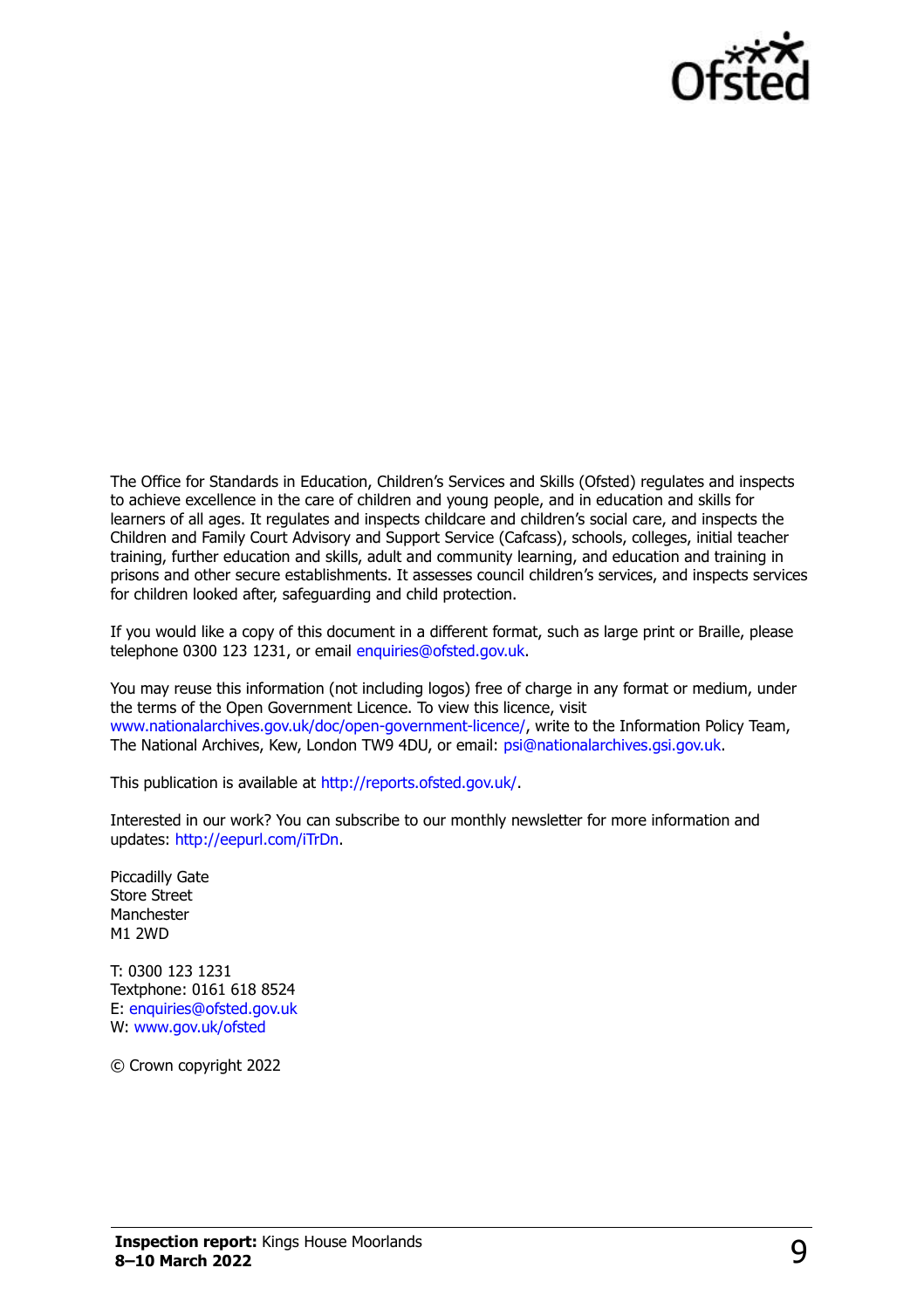The Office for Standards in Education, Children's Services and Skills (Ofsted) regulates and inspects to achieve excellence in the care of children and young people, and in education and skills for learners of all ages. It regulates and inspects childcare and children's social care, and inspects the Children and Family Court Advisory and Support Service (Cafcass), schools, colleges, initial teacher training, further education and skills, adult and community learning, and education and training in prisons and other secure establishments. It assesses council children's services, and inspects services for children looked after, safeguarding and child protection.

If you would like a copy of this document in a different format, such as large print or Braille, please telephone 0300 123 1231, or email enquiries@ofsted.gov.uk.

You may reuse this information (not including logos) free of charge in any format or medium, under the terms of the Open Government Licence. To view this licence, visit www.nationalarchives.gov.uk/doc/open-government-licence/, write to the Information Policy Team, The National Archives, Kew, London TW9 4DU, or email: psi@nationalarchives.gsi.gov.uk.

This publication is available at http://reports.ofsted.gov.uk/.

Interested in our work? You can subscribe to our monthly newsletter for more information and updates: http://eepurl.com/iTrDn.

Piccadilly Gate  
Store Street  
Manchester  
M1 2WD

T: 0300 123 1231  
Textphone: 0161 618 8524  
E: enquiries@ofsted.gov.uk  
W: www.gov.uk/ofsted

© Crown copyright 2022